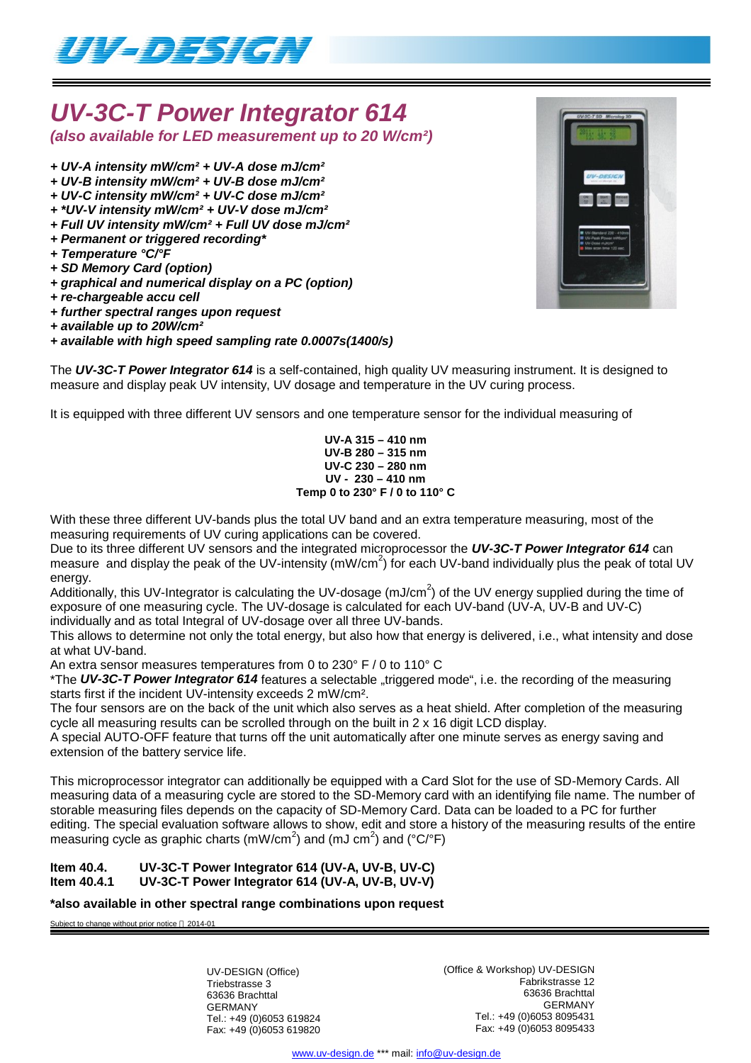UV-DESIGN

# UV-3C-T Power Integrator 614

***(also available for LED measurement up to 20 W/cm²)***

- ***UV-A intensity mW/cm² + UV-A dose mJ/cm²***
- ***UV-B intensity mW/cm² + UV-B dose mJ/cm²***
- ***UV-C intensity mW/cm² + UV-C dose mJ/cm²***
- ****UV-V intensity mW/cm² + UV-V dose mJ/cm²***
- ***Full UV intensity mW/cm² + Full UV dose mJ/cm²***
- ***Permanent or triggered recording****
- ***Temperature °C/°F***
- ***SD Memory Card (option)***
- ***graphical and numerical display on a PC (option)***
- ***re-chargeable accu cell***
- ***further spectral ranges upon request***
- ***available up to 20W/cm²***
- ***available with high speed sampling rate 0.0007s(1400/s)***

The ***UV-3C-T Power Integrator 614*** is a self-contained, high quality UV measuring instrument. It is designed to measure and display peak UV intensity, UV dosage and temperature in the UV curing process.

It is equipped with three different UV sensors and one temperature sensor for the individual measuring of

**UV-A 315 – 410 nm**
**UV-B 280 – 315 nm**
**UV-C 230 – 280 nm**
**UV - 230 – 410 nm**
**Temp 0 to 230° F / 0 to 110° C**

With these three different UV-bands plus the total UV band and an extra temperature measuring, most of the measuring requirements of UV curing applications can be covered.
Due to its three different UV sensors and the integrated microprocessor the ***UV-3C-T Power Integrator 614*** can measure and display the peak of the UV-intensity (mW/cm$^2$) for each UV-band individually plus the peak of total UV energy.
Additionally, this UV-Integrator is calculating the UV-dosage (mJ/cm$^2$) of the UV energy supplied during the time of exposure of one measuring cycle. The UV-dosage is calculated for each UV-band (UV-A, UV-B and UV-C) individually and as total Integral of UV-dosage over all three UV-bands.
This allows to determine not only the total energy, but also how that energy is delivered, i.e., what intensity and dose at what UV-band.
An extra sensor measures temperatures from 0 to 230° F / 0 to 110° C
*The ***UV-3C-T Power Integrator 614*** features a selectable „triggered mode“, i.e. the recording of the measuring starts first if the incident UV-intensity exceeds 2 mW/cm².
The four sensors are on the back of the unit which also serves as a heat shield. After completion of the measuring cycle all measuring results can be scrolled through on the built in 2 x 16 digit LCD display.
A special AUTO-OFF feature that turns off the unit automatically after one minute serves as energy saving and extension of the battery service life.

This microprocessor integrator can additionally be equipped with a Card Slot for the use of SD-Memory Cards. All measuring data of a measuring cycle are stored to the SD-Memory card with an identifying file name. The number of storable measuring files depends on the capacity of SD-Memory Card. Data can be loaded to a PC for further editing. The special evaluation software allows to show, edit and store a history of the measuring results of the entire measuring cycle as graphic charts (mW/cm$^2$) and (mJ cm$^2$) and (°C/°F)

**Item 40.4. UV-3C-T Power Integrator 614 (UV-A, UV-B, UV-C)**
**Item 40.4.1 UV-3C-T Power Integrator 614 (UV-A, UV-B, UV-V)**

***also available in other spectral range combinations upon request**

Subject to change without prior notice  2014-01

UV-DESIGN (Office)
Triebstrasse 3
63636 Brachttal
GERMANY
Tel.: +49 (0)6053 619824
Fax: +49 (0)6053 619820

(Office & Workshop) UV-DESIGN
Fabrikstrasse 12
63636 Brachttal
GERMANY
Tel.: +49 (0)6053 8095431
Fax: +49 (0)6053 8095433

www.uv-design.de *** mail: info@uv-design.de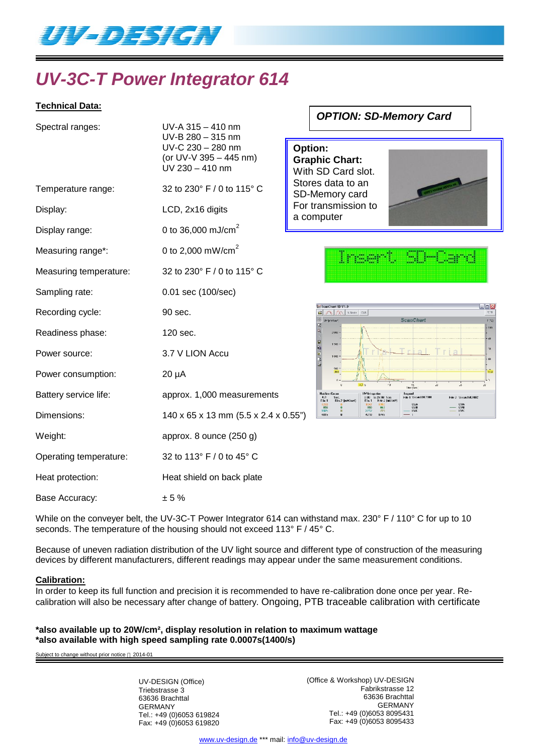# UV-3C-T Power Integrator 614

## Technical Data:

| | |
|---|---|
| Spectral ranges: | UV-A 315 – 410 nm<br>UV-B 280 – 315 nm<br>UV-C 230 – 280 nm<br>(or UV-V 395 – 445 nm)<br>UV 230 – 410 nm |
| Temperature range: | 32 to 230° F / 0 to 115° C |
| Display: | LCD, 2x16 digits |
| Display range: | 0 to 36,000 mJ/cm$^2$ |
| Measuring range*: | 0 to 2,000 mW/cm$^2$ |
| Measuring temperature: | 32 to 230° F / 0 to 115° C |
| Sampling rate: | 0.01 sec (100/sec) |
| Recording cycle: | 90 sec. |
| Readiness phase: | 120 sec. |
| Power source: | 3.7 V LION Accu |
| Power consumption: | 20 µA |
| Battery service life: | approx. 1,000 measurements |
| Dimensions: | 140 x 65 x 13 mm (5.5 x 2.4 x 0.55") |
| Weight: | approx. 8 ounce (250 g) |
| Operating temperature: | 32 to 113° F / 0 to 45° C |
| Heat protection: | Heat shield on back plate |
| Base Accuracy: | ± 5 % |

***OPTION: SD-Memory Card***

**Option:**
**Graphic Chart:**
With SD Card slot.
Stores data to an SD-Memory card
For transmission to a computer

Insert SD-Card

While on the conveyer belt, the UV-3C-T Power Integrator 614 can withstand max. 230° F / 110° C for up to 10 seconds. The temperature of the housing should not exceed 113° F / 45° C.

Because of uneven radiation distribution of the UV light source and different type of construction of the measuring devices by different manufacturers, different readings may appear under the same measurement conditions.

**Calibration:**
In order to keep its full function and precision it is recommended to have re-calibration done once per year. Re-calibration will also be necessary after change of battery. Ongoing, PTB traceable calibration with certificate

**\*also available up to 20W/cm², display resolution in relation to maximum wattage**
**\*also available with high speed sampling rate 0.0007s(1400/s)**

Subject to change without prior notice 2014-01

UV-DESIGN (Office)
Triebstrasse 3
63636 Brachttal
GERMANY
Tel.: +49 (0)6053 619824
Fax: +49 (0)6053 619820

(Office & Workshop) UV-DESIGN
Fabrikstrasse 12
63636 Brachttal
GERMANY
Tel.: +49 (0)6053 8095431
Fax: +49 (0)6053 8095433

www.uv-design.de *** mail: info@uv-design.de